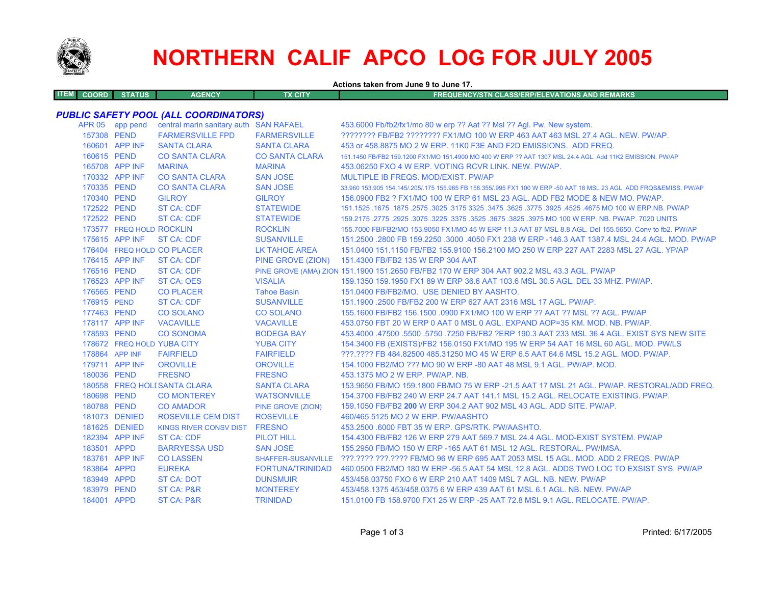# NORTHERN CALIF APCO LOG FOR JULY 2005

**Actions taken from June 9 to June 17.**

| ITEM | COORD | STATUS | AGENCY | TX CITY | FREQUENCY/STN CLASS/ERP/ELEVATIONS AND REMARKS |
|---|---|---|---|---|---|

### *PUBLIC SAFETY POOL (ALL COORDINATORS)*

| ITEM | COORD | STATUS | AGENCY | TX CITY | FREQUENCY/STN CLASS/ERP/ELEVATIONS AND REMARKS |
|---|---|---|---|---|---|
| | APR 05 | app pend | central marin sanitary auth | SAN RAFAEL | 453.6000 Fb/fb2/fx1/mo 80 w erp ?? Aat ?? Msl ?? Agl. Pw. New system. |
| | 157308 | PEND | FARMERSVILLE FPD | FARMERSVILLE | ???????? FB/FB2 ???????? FX1/MO 100 W ERP 463 AAT 463 MSL 27.4 AGL. NEW. PW/AP. |
| | 160601 | APP INF | SANTA CLARA | SANTA CLARA | 453 or 458.8875 MO 2 W ERP. 11K0 F3E AND F2D EMISSIONS. ADD FREQ. |
| | 160615 | PEND | CO SANTA CLARA | CO SANTA CLARA | 151.1450 FB/FB2 159.1200 FX1/MO 151.4900 MO 400 W ERP ?? AAT 1307 MSL 24.4 AGL. Add 11K2 EMISSION. PW/AP |
| | 165708 | APP INF | MARINA | MARINA | 453.06250 FXO 4 W ERP. VOTING RCVR LINK. NEW. PW/AP. |
| | 170332 | APP INF | CO SANTA CLARA | SAN JOSE | MULTIPLE IB FREQS. MOD/EXIST. PW/AP |
| | 170335 | PEND | CO SANTA CLARA | SAN JOSE | 33.960 153.905 154.145/.205/.175 155.985 FB 158.355/.995 FX1 100 W ERP -50 AAT 18 MSL 23 AGL. ADD FRQS&EMISS. PW/AP |
| | 170340 | PEND | GILROY | GILROY | 156.0900 FB2 ? FX1/MO 100 W ERP 61 MSL 23 AGL. ADD FB2 MODE & NEW MO. PW/AP. |
| | 172522 | PEND | ST CA: CDF | STATEWIDE | 151.1525 .1675 .1875 .2575 .3025 .3175 3325 .3475 .3625 .3775 .3925 .4525 .4675 MO 100 W ERP.NB. PW/AP |
| | 172522 | PEND | ST CA: CDF | STATEWIDE | 159.2175 .2775 .2925 .3075 .3225 .3375 .3525 .3675 .3825 .3975 MO 100 W ERP. NB. PW/AP. 7020 UNITS |
| | 173577 | FREQ HOLD | ROCKLIN | ROCKLIN | 155.7000 FB/FB2/MO 153.9050 FX1/MO 45 W ERP 11.3 AAT 87 MSL 8.8 AGL. Del 155.5650. Conv to fb2. PW/AP |
| | 175615 | APP INF | ST CA: CDF | SUSANVILLE | 151.2500 .2800 FB 159.2250 .3000 .4050 FX1 238 W ERP -146.3 AAT 1387.4 MSL 24.4 AGL. MOD. PW/AP |
| | 176404 | FREQ HOLD | CO PLACER | LK TAHOE AREA | 151.0400 151.1150 FB/FB2 155.9100 156.2100 MO 250 W ERP 227 AAT 2283 MSL 27 AGL. YP/AP |
| | 176415 | APP INF | ST CA: CDF | PINE GROVE (ZION) | 151.4300 FB/FB2 135 W ERP 304 AAT |
| | 176516 | PEND | ST CA: CDF | PINE GROVE (AMA) ZION | 151.1900 151.2650 FB/FB2 170 W ERP 304 AAT 902.2 MSL 43.3 AGL. PW/AP |
| | 176523 | APP INF | ST CA: OES | VISALIA | 159.1350 159.1950 FX1 89 W ERP 36.6 AAT 103.6 MSL 30.5 AGL. DEL 33 MHZ. PW/AP. |
| | 176565 | PEND | CO PLACER | Tahoe Basin | 151.0400 FB/FB2/MO. USE DENIED BY AASHTO. |
| | 176915 | PEND | ST CA: CDF | SUSANVILLE | 151.1900 .2500 FB/FB2 200 W ERP 627 AAT 2316 MSL 17 AGL. PW/AP. |
| | 177463 | PEND | CO SOLANO | CO SOLANO | 155.1600 FB/FB2 156.1500 .0900 FX1/MO 100 W ERP ?? AAT ?? MSL ?? AGL. PW/AP |
| | 178117 | APP INF | VACAVILLE | VACAVILLE | 453.0750 FBT 20 W ERP 0 AAT 0 MSL 0 AGL. EXPAND AOP=35 KM. MOD. NB. PW/AP. |
| | 178593 | PEND | CO SONOMA | BODEGA BAY | 453.4000 .47500 .5500 .5750 .7250 FB/FB2 ?ERP 190.3 AAT 233 MSL 36.4 AGL. EXIST SYS NEW SITE |
| | 178672 | FREQ HOLD | YUBA CITY | YUBA CITY | 154.3400 FB (EXISTS)/FB2 156.0150 FX1/MO 195 W ERP 54 AAT 16 MSL 60 AGL. MOD. PW/LS |
| | 178864 | APP INF | FAIRFIELD | FAIRFIELD | ???.???? FB 484.82500 485.31250 MO 45 W ERP 6.5 AAT 64.6 MSL 15.2 AGL. MOD. PW/AP. |
| | 179711 | APP INF | OROVILLE | OROVILLE | 154.1000 FB2/MO ??? MO 90 W ERP -80 AAT 48 MSL 9.1 AGL. PW/AP. MOD. |
| | 180036 | PEND | FRESNO | FRESNO | 453.1375 MO 2 W ERP. PW/AP. NB. |
| | 180558 | FREQ HOLD | SANTA CLARA | SANTA CLARA | 153.9650 FB/MO 159.1800 FB/MO 75 W ERP -21.5 AAT 17 MSL 21 AGL. PW/AP. RESTORAL/ADD FREQ. |
| | 180698 | PEND | CO MONTEREY | WATSONVILLE | 154.3700 FB/FB2 240 W ERP 24.7 AAT 141.1 MSL 15.2 AGL. RELOCATE EXISTING. PW/AP. |
| | 180788 | PEND | CO AMADOR | PINE GROVE (ZION) | 159.1050 FB/FB2 **200** W ERP 304.2 AAT 902 MSL 43 AGL. ADD SITE. PW/AP. |
| | 181073 | DENIED | ROSEVILLE CEM DIST | ROSEVILLE | 460/465.5125 MO 2 W ERP. PW/AASHTO |
| | 181625 | DENIED | KINGS RIVER CONSV DIST | FRESNO | 453.2500 .6000 FBT 35 W ERP. GPS/RTK. PW/AASHTO. |
| | 182394 | APP INF | ST CA: CDF | PILOT HILL | 154.4300 FB/FB2 126 W ERP 279 AAT 569.7 MSL 24.4 AGL. MOD-EXIST SYSTEM. PW/AP |
| | 183501 | APPD | BARRYESSA USD | SAN JOSE | 155.2950 FB/MO 150 W ERP -165 AAT 61 MSL 12 AGL. RESTORAL. PW/IMSA. |
| | 183761 | APP INF | CO LASSEN | SHAFFER-SUSANVILLE | ???.???? ???.???? FB/MO 96 W ERP 695 AAT 2053 MSL 15 AGL. MOD. ADD 2 FREQS. PW/AP |
| | 183864 | APPD | EUREKA | FORTUNA/TRINIDAD | 460.0500 FB2/MO 180 W ERP -56.5 AAT 54 MSL 12.8 AGL. ADDS TWO LOC TO EXSIST SYS. PW/AP |
| | 183949 | APPD | ST CA: DOT | DUNSMUIR | 453/458.03750 FXO 6 W ERP 210 AAT 1409 MSL 7 AGL. NB. NEW. PW/AP |
| | 183979 | PEND | ST CA: P&R | MONTEREY | 453/458.1375 453/458.0375 6 W ERP 439 AAT 61 MSL 6.1 AGL. NB. NEW. PW/AP |
| | 184001 | APPD | ST CA: P&R | TRINIDAD | 151.0100 FB 158.9700 FX1 25 W ERP -25 AAT 72.8 MSL 9.1 AGL. RELOCATE. PW/AP. |

Printed: 6/17/2005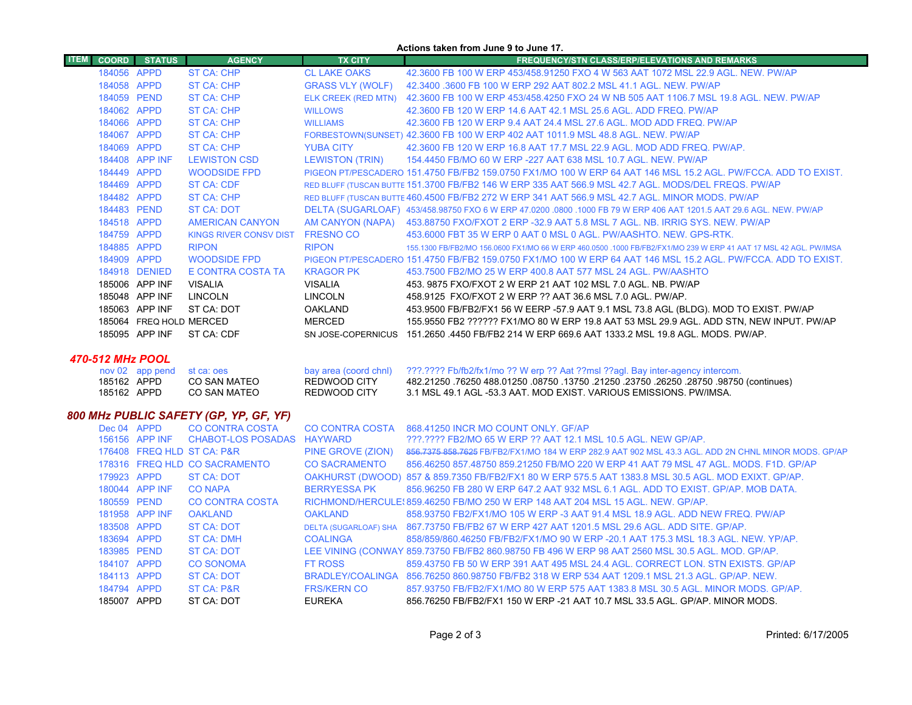**Actions taken from June 9 to June 17.**

| ITEM | COORD | STATUS | AGENCY | TX CITY | FREQUENCY/STN CLASS/ERP/ELEVATIONS AND REMARKS |
|---|---|---|---|---|---|
| | 184056 | APPD | ST CA: CHP | CL LAKE OAKS | 42.3600 FB 100 W ERP 453/458.91250 FXO 4 W 563 AAT 1072 MSL 22.9 AGL. NEW. PW/AP |
| | 184058 | APPD | ST CA: CHP | GRASS VLY (WOLF) | 42.3400 .3600 FB 100 W ERP 292 AAT 802.2 MSL 41.1 AGL. NEW. PW/AP |
| | 184059 | PEND | ST CA: CHP | ELK CREEK (RED MTN) | 42.3600 FB 100 W ERP 453/458.4250 FXO 24 W NB 505 AAT 1106.7 MSL 19.8 AGL. NEW. PW/AP |
| | 184062 | APPD | ST CA: CHP | WILLOWS | 42.3600 FB 120 W ERP 14.6 AAT 42.1 MSL 25.6 AGL. ADD FREQ. PW/AP |
| | 184066 | APPD | ST CA: CHP | WILLIAMS | 42.3600 FB 120 W ERP 9.4 AAT 24.4 MSL 27.6 AGL. MOD ADD FREQ. PW/AP |
| | 184067 | APPD | ST CA: CHP | FORBESTOWN(SUNSET) | 42.3600 FB 100 W ERP 402 AAT 1011.9 MSL 48.8 AGL. NEW. PW/AP |
| | 184069 | APPD | ST CA: CHP | YUBA CITY | 42.3600 FB 120 W ERP 16.8 AAT 17.7 MSL 22.9 AGL. MOD ADD FREQ. PW/AP. |
| | 184408 | APP INF | LEWISTON CSD | LEWISTON (TRIN) | 154.4450 FB/MO 60 W ERP -227 AAT 638 MSL 10.7 AGL. NEW. PW/AP |
| | 184449 | APPD | WOODSIDE FPD | PIGEON PT/PESCADERO | 151.4750 FB/FB2 159.0750 FX1/MO 100 W ERP 64 AAT 146 MSL 15.2 AGL. PW/FCCA. ADD TO EXIST. |
| | 184469 | APPD | ST CA: CDF | RED BLUFF (TUSCAN BUTTE | 151.3700 FB/FB2 146 W ERP 335 AAT 566.9 MSL 42.7 AGL. MODS/DEL FREQS. PW/AP |
| | 184482 | APPD | ST CA: CHP | RED BLUFF (TUSCAN BUTTE | 460.4500 FB/FB2 272 W ERP 341 AAT 566.9 MSL 42.7 AGL. MINOR MODS. PW/AP |
| | 184483 | PEND | ST CA: DOT | DELTA (SUGARLOAF) | 453/458.98750 FXO 6 W ERP 47.0200 .0800 .1000 FB 79 W ERP 406 AAT 1201.5 MSL 29.6 AGL. NEW. PW/AP |
| | 184518 | APPD | AMERICAN CANYON | AM CANYON (NAPA) | 453.88750 FXO/FXOT 2 W ERP -32.9 AAT 5.8 MSL 7 AGL. NB. IRRIG SYS. NEW. PW/AP |
| | 184759 | APPD | KINGS RIVER CONSV DIST | FRESNO CO | 453.6000 FBT 35 W ERP 0 AAT 0 MSL 0 AGL. PW/AASHTO. NEW. GPS-RTK. |
| | 184885 | APPD | RIPON | RIPON | 155.1300 FB/FB2/MO 156.0600 FX1/MO 66 W ERP 460.0500 .1000 FB/FB2/FX1/MO 239 W ERP 41 AAT 17 MSL 42 AGL. PW/IMSA |
| | 184909 | APPD | WOODSIDE FPD | PIGEON PT/PESCADERO | 151.4750 FB/FB2 159.0750 FX1/MO 100 W ERP 64 AAT 146 MSL 15.2 AGL. PW/FCCA. ADD TO EXIST. |
| | 184918 | DENIED | E CONTRA COSTA TA | KRAGOR PK | 453.7500 FB2/MO 25 W ERP 400.8 AAT 577 MSL 24 AGL. PW/AASHTO |
| | 185006 | APP INF | VISALIA | VISALIA | 453. 9875 FXO/FXOT 2 W ERP 21 AAT 102 MSL 7.0 AGL. NB. PW/AP |
| | 185048 | APP INF | LINCOLN | LINCOLN | 458.9125 FXO/FXOT 2 W ERP ?? AAT 36.6 MSL 7.0 AGL. PW/AP. |
| | 185063 | APP INF | ST CA: DOT | OAKLAND | 453.9500 FB/FB2/FX1 56 W EERP -57.9 AAT 9.1 MSL 73.8 AGL (BLDG). MOD TO EXIST. PW/AP |
| | 185064 | FREQ HOLD | MERCED | MERCED | 155.9550 FB2 ?????? FX1/MO 80 W ERP 19.8 AAT 53 MSL 29.9 AGL. ADD STN, NEW INPUT. PW/AP |
| | 185095 | APP INF | ST CA: CDF | SN JOSE-COPERNICUS | 151.2650 .4450 FB/FB2 214 W ERP 669.6 AAT 1333.2 MSL 19.8 AGL. MODS. PW/AP. |

## *470-512 MHz POOL*

| ITEM | COORD | STATUS | AGENCY | TX CITY | FREQUENCY/STN CLASS/ERP/ELEVATIONS AND REMARKS |
|---|---|---|---|---|---|
| | nov 02 | app pend | st ca: oes | bay area (coord chnl) | ???.???? Fb/fb2/fx1/mo ?? W erp ?? Aat ??msl ??agl. Bay inter-agency intercom. |
| | 185162 | APPD | CO SAN MATEO | REDWOOD CITY | 482.21250 .76250 488.01250 .08750 .13750 .21250 .23750 .26250 .28750 .98750 (continues) |
| | 185162 | APPD | CO SAN MATEO | REDWOOD CITY | 3.1 MSL 49.1 AGL -53.3 AAT. MOD EXIST. VARIOUS EMISSIONS. PW/IMSA. |

## *800 MHz PUBLIC SAFETY (GP, YP, GF, YF)*

| ITEM | COORD | STATUS | AGENCY | TX CITY | FREQUENCY/STN CLASS/ERP/ELEVATIONS AND REMARKS |
|---|---|---|---|---|---|
| | Dec 04 | APPD | CO CONTRA COSTA | CO CONTRA COSTA | 868.41250 INCR MO COUNT ONLY. GF/AP |
| | 156156 | APP INF | CHABOT-LOS POSADAS | HAYWARD | ???.???? FB2/MO 65 W ERP ?? AAT 12.1 MSL 10.5 AGL. NEW GP/AP. |
| | 176408 | FREQ HLD | ST CA: P&R | PINE GROVE (ZION) | ~~856.7375 858.7625~~ FB/FB2/FX1/MO 184 W ERP 282.9 AAT 902 MSL 43.3 AGL. ADD 2N CHNL MINOR MODS. GP/AP |
| | 178316 | FREQ HLD | CO SACRAMENTO | CO SACRAMENTO | 856.46250 857.48750 859.21250 FB/MO 220 W ERP 41 AAT 79 MSL 47 AGL. MODS. F1D. GP/AP |
| | 179923 | APPD | ST CA: DOT | OAKHURST (DWOOD) | 857 & 859.7350 FB/FB2/FX1 80 W ERP 575.5 AAT 1383.8 MSL 30.5 AGL. MOD EXIXT. GP/AP. |
| | 180044 | APP INF | CO NAPA | BERRYESSA PK | 856.96250 FB 280 W ERP 647.2 AAT 932 MSL 6.1 AGL. ADD TO EXIST. GP/AP. MOB DATA. |
| | 180559 | PEND | CO CONTRA COSTA | RICHMOND/HERCULES | 859.46250 FB/MO 250 W ERP 148 AAT 204 MSL 15 AGL. NEW. GP/AP. |
| | 181958 | APP INF | OAKLAND | OAKLAND | 858.93750 FB2/FX1/MO 105 W ERP -3 AAT 91.4 MSL 18.9 AGL. ADD NEW FREQ. PW/AP |
| | 183508 | APPD | ST CA: DOT | DELTA (SUGARLOAF) SHA | 867.73750 FB/FB2 67 W ERP 427 AAT 1201.5 MSL 29.6 AGL. ADD SITE. GP/AP. |
| | 183694 | APPD | ST CA: DMH | COALINGA | 858/859/860.46250 FB/FB2/FX1/MO 90 W ERP -20.1 AAT 175.3 MSL 18.3 AGL. NEW. YP/AP. |
| | 183985 | PEND | ST CA: DOT | LEE VINING (CONWAY | 859.73750 FB/FB2 860.98750 FB 496 W ERP 98 AAT 2560 MSL 30.5 AGL. MOD. GP/AP. |
| | 184107 | APPD | CO SONOMA | FT ROSS | 859.43750 FB 50 W ERP 391 AAT 495 MSL 24.4 AGL. CORRECT LON. STN EXISTS. GP/AP |
| | 184113 | APPD | ST CA: DOT | BRADLEY/COALINGA | 856.76250 860.98750 FB/FB2 318 W ERP 534 AAT 1209.1 MSL 21.3 AGL. GP/AP. NEW. |
| | 184794 | APPD | ST CA: P&R | FRS/KERN CO | 857.93750 FB/FB2/FX1/MO 80 W ERP 575 AAT 1383.8 MSL 30.5 AGL. MINOR MODS. GP/AP. |
| | 185007 | APPD | ST CA: DOT | EUREKA | 856.76250 FB/FB2/FX1 150 W ERP -21 AAT 10.7 MSL 33.5 AGL. GP/AP. MINOR MODS. |

Printed: 6/17/2005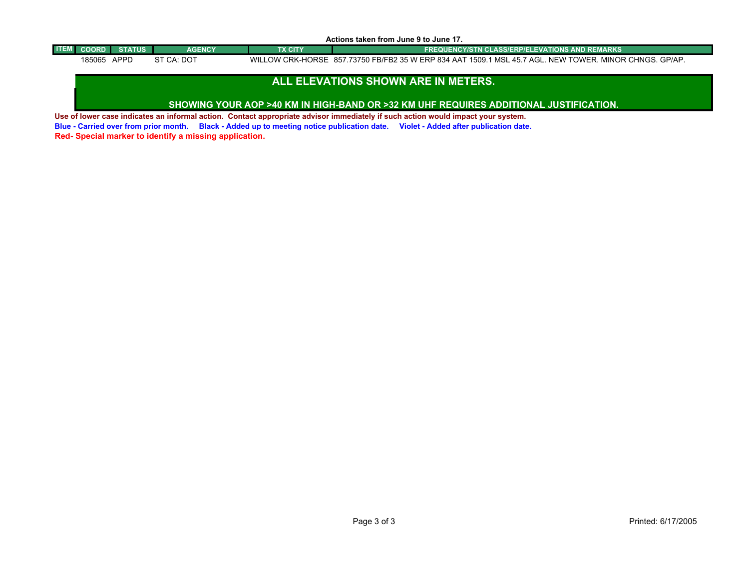**Actions taken from June 9 to June 17.**

| ITEM | COORD | STATUS | AGENCY | TX CITY | FREQUENCY/STN CLASS/ERP/ELEVATIONS AND REMARKS |
|---|---|---|---|---|---|
| | 185065 | APPD | ST CA: DOT | WILLOW CRK-HORSE | 857.73750 FB/FB2 35 W ERP 834 AAT 1509.1 MSL 45.7 AGL. NEW TOWER. MINOR CHNGS. GP/AP. |

**ALL ELEVATIONS SHOWN ARE IN METERS.**

**SHOWING YOUR AOP >40 KM IN HIGH-BAND OR >32 KM UHF REQUIRES ADDITIONAL JUSTIFICATION.**

**Use of lower case indicates an informal action. Contact appropriate advisor immediately if such action would impact your system.**

**Blue - Carried over from prior month. Black - Added up to meeting notice publication date. Violet - Added after publication date.**

**Red- Special marker to identify a missing application.**

Printed: 6/17/2005